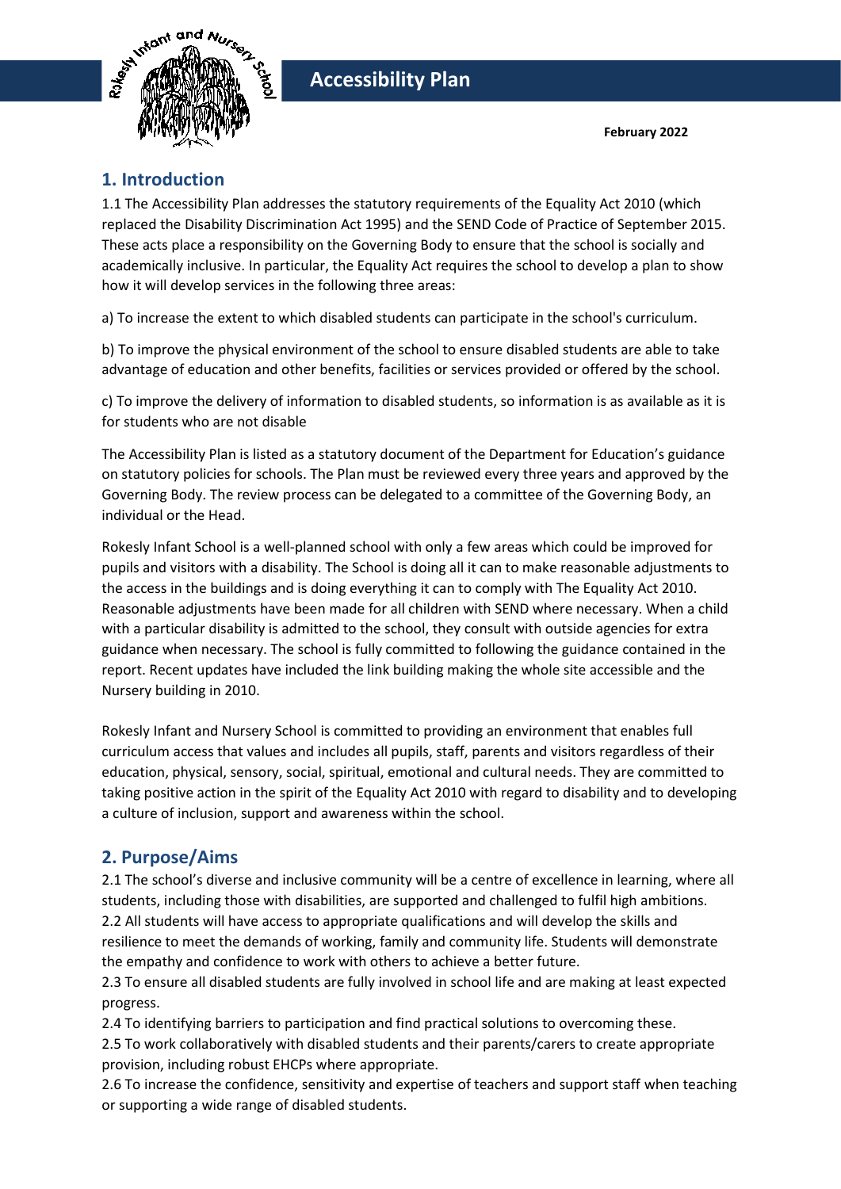# Accessibility Plan

**February 2022**

## 1. Introduction

1.1 The Accessibility Plan addresses the statutory requirements of the Equality Act 2010 (which replaced the Disability Discrimination Act 1995) and the SEND Code of Practice of September 2015. These acts place a responsibility on the Governing Body to ensure that the school is socially and academically inclusive. In particular, the Equality Act requires the school to develop a plan to show how it will develop services in the following three areas:

a) To increase the extent to which disabled students can participate in the school's curriculum.

b) To improve the physical environment of the school to ensure disabled students are able to take advantage of education and other benefits, facilities or services provided or offered by the school.

c) To improve the delivery of information to disabled students, so information is as available as it is for students who are not disable

The Accessibility Plan is listed as a statutory document of the Department for Education's guidance on statutory policies for schools. The Plan must be reviewed every three years and approved by the Governing Body. The review process can be delegated to a committee of the Governing Body, an individual or the Head.

Rokesly Infant School is a well-planned school with only a few areas which could be improved for pupils and visitors with a disability. The School is doing all it can to make reasonable adjustments to the access in the buildings and is doing everything it can to comply with The Equality Act 2010. Reasonable adjustments have been made for all children with SEND where necessary. When a child with a particular disability is admitted to the school, they consult with outside agencies for extra guidance when necessary. The school is fully committed to following the guidance contained in the report. Recent updates have included the link building making the whole site accessible and the Nursery building in 2010.

Rokesly Infant and Nursery School is committed to providing an environment that enables full curriculum access that values and includes all pupils, staff, parents and visitors regardless of their education, physical, sensory, social, spiritual, emotional and cultural needs. They are committed to taking positive action in the spirit of the Equality Act 2010 with regard to disability and to developing a culture of inclusion, support and awareness within the school.

## 2. Purpose/Aims

2.1 The school's diverse and inclusive community will be a centre of excellence in learning, where all students, including those with disabilities, are supported and challenged to fulfil high ambitions.
2.2 All students will have access to appropriate qualifications and will develop the skills and resilience to meet the demands of working, family and community life. Students will demonstrate the empathy and confidence to work with others to achieve a better future.
2.3 To ensure all disabled students are fully involved in school life and are making at least expected progress.
2.4 To identifying barriers to participation and find practical solutions to overcoming these.
2.5 To work collaboratively with disabled students and their parents/carers to create appropriate provision, including robust EHCPs where appropriate.
2.6 To increase the confidence, sensitivity and expertise of teachers and support staff when teaching or supporting a wide range of disabled students.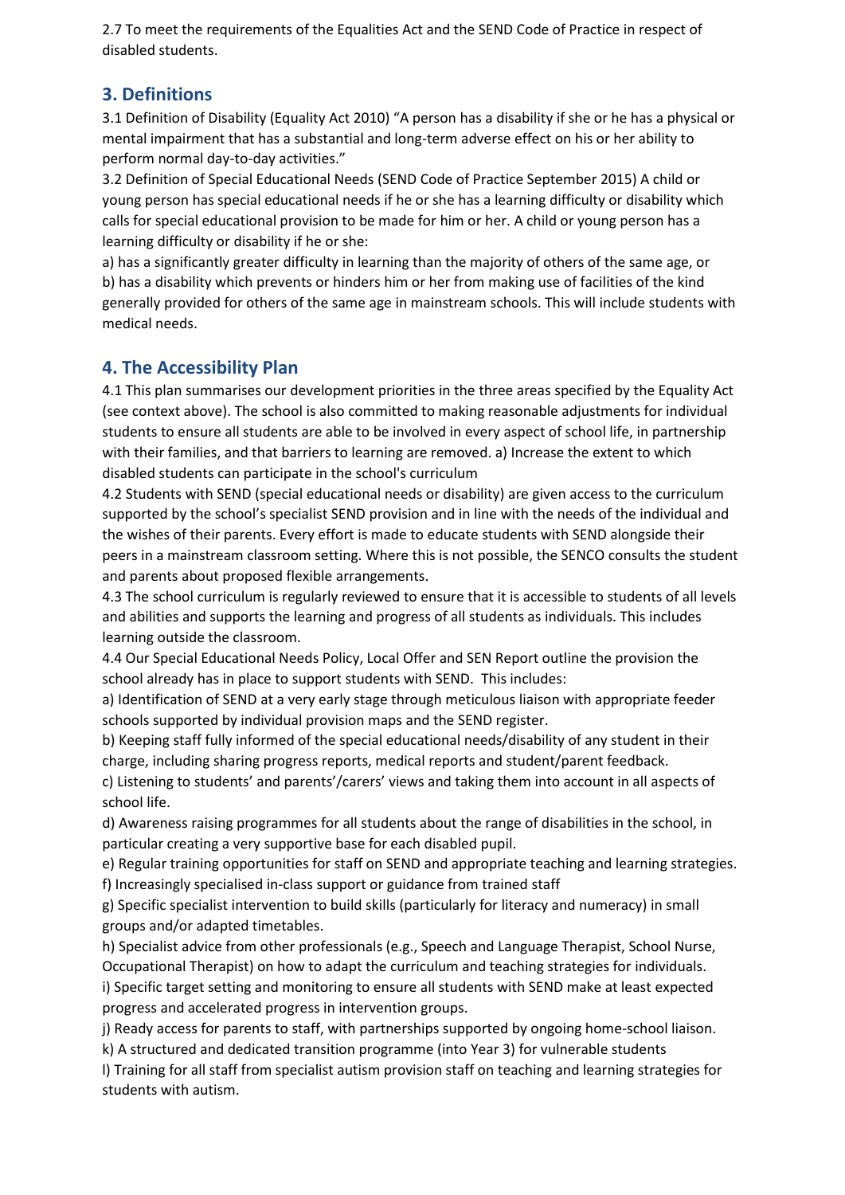2.7 To meet the requirements of the Equalities Act and the SEND Code of Practice in respect of disabled students.

## 3. Definitions

3.1 Definition of Disability (Equality Act 2010) "A person has a disability if she or he has a physical or mental impairment that has a substantial and long-term adverse effect on his or her ability to perform normal day-to-day activities."

3.2 Definition of Special Educational Needs (SEND Code of Practice September 2015) A child or young person has special educational needs if he or she has a learning difficulty or disability which calls for special educational provision to be made for him or her. A child or young person has a learning difficulty or disability if he or she:

a) has a significantly greater difficulty in learning than the majority of others of the same age, or

b) has a disability which prevents or hinders him or her from making use of facilities of the kind generally provided for others of the same age in mainstream schools. This will include students with medical needs.

## 4. The Accessibility Plan

4.1 This plan summarises our development priorities in the three areas specified by the Equality Act (see context above). The school is also committed to making reasonable adjustments for individual students to ensure all students are able to be involved in every aspect of school life, in partnership with their families, and that barriers to learning are removed. a) Increase the extent to which disabled students can participate in the school's curriculum

4.2 Students with SEND (special educational needs or disability) are given access to the curriculum supported by the school's specialist SEND provision and in line with the needs of the individual and the wishes of their parents. Every effort is made to educate students with SEND alongside their peers in a mainstream classroom setting. Where this is not possible, the SENCO consults the student and parents about proposed flexible arrangements.

4.3 The school curriculum is regularly reviewed to ensure that it is accessible to students of all levels and abilities and supports the learning and progress of all students as individuals. This includes learning outside the classroom.

4.4 Our Special Educational Needs Policy, Local Offer and SEN Report outline the provision the school already has in place to support students with SEND. This includes:

a) Identification of SEND at a very early stage through meticulous liaison with appropriate feeder schools supported by individual provision maps and the SEND register.

b) Keeping staff fully informed of the special educational needs/disability of any student in their charge, including sharing progress reports, medical reports and student/parent feedback.

c) Listening to students' and parents'/carers' views and taking them into account in all aspects of school life.

d) Awareness raising programmes for all students about the range of disabilities in the school, in particular creating a very supportive base for each disabled pupil.

e) Regular training opportunities for staff on SEND and appropriate teaching and learning strategies.

f) Increasingly specialised in-class support or guidance from trained staff

g) Specific specialist intervention to build skills (particularly for literacy and numeracy) in small groups and/or adapted timetables.

h) Specialist advice from other professionals (e.g., Speech and Language Therapist, School Nurse, Occupational Therapist) on how to adapt the curriculum and teaching strategies for individuals.

i) Specific target setting and monitoring to ensure all students with SEND make at least expected progress and accelerated progress in intervention groups.

j) Ready access for parents to staff, with partnerships supported by ongoing home-school liaison.

k) A structured and dedicated transition programme (into Year 3) for vulnerable students

l) Training for all staff from specialist autism provision staff on teaching and learning strategies for students with autism.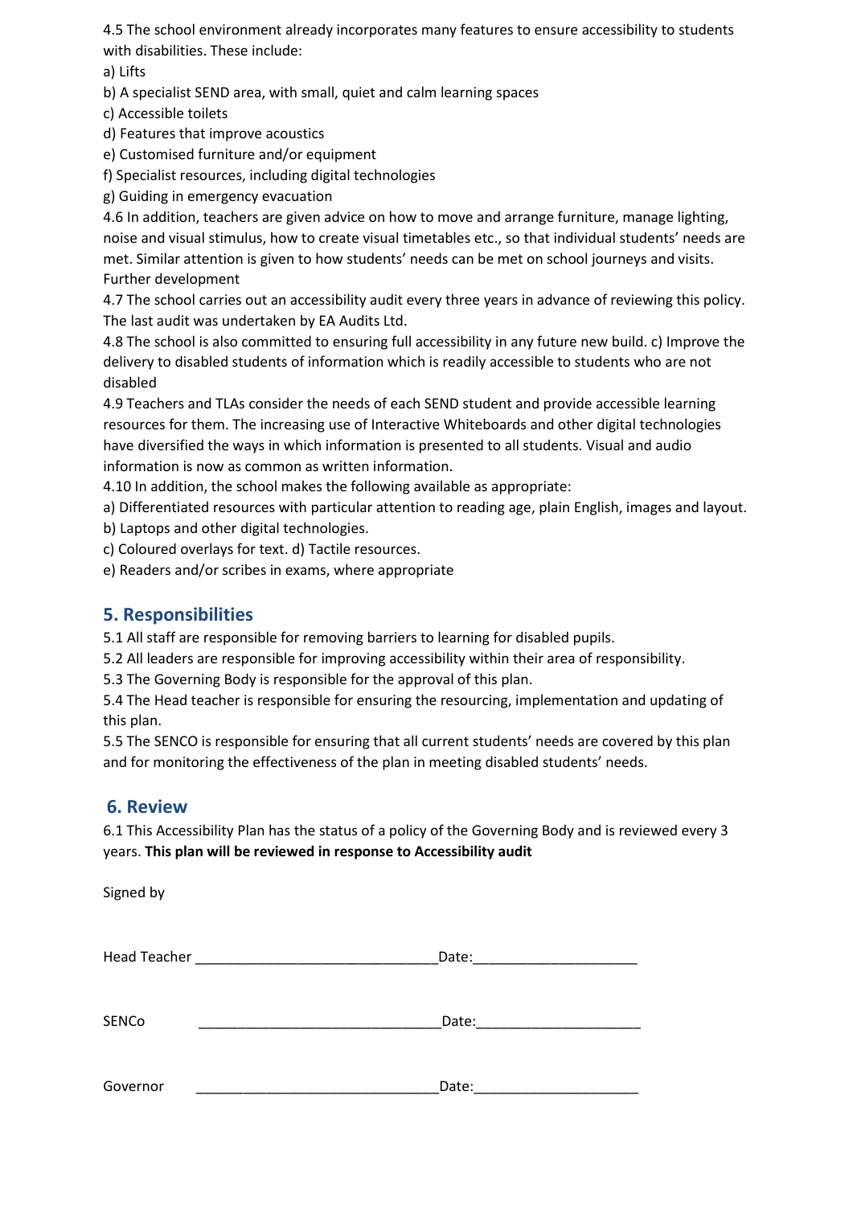4.5 The school environment already incorporates many features to ensure accessibility to students with disabilities. These include:

a) Lifts

b) A specialist SEND area, with small, quiet and calm learning spaces

c) Accessible toilets

d) Features that improve acoustics

e) Customised furniture and/or equipment

f) Specialist resources, including digital technologies

g) Guiding in emergency evacuation

4.6 In addition, teachers are given advice on how to move and arrange furniture, manage lighting, noise and visual stimulus, how to create visual timetables etc., so that individual students' needs are met. Similar attention is given to how students' needs can be met on school journeys and visits.

Further development

4.7 The school carries out an accessibility audit every three years in advance of reviewing this policy. The last audit was undertaken by EA Audits Ltd.

4.8 The school is also committed to ensuring full accessibility in any future new build. c) Improve the delivery to disabled students of information which is readily accessible to students who are not disabled

4.9 Teachers and TLAs consider the needs of each SEND student and provide accessible learning resources for them. The increasing use of Interactive Whiteboards and other digital technologies have diversified the ways in which information is presented to all students. Visual and audio information is now as common as written information.

4.10 In addition, the school makes the following available as appropriate:

a) Differentiated resources with particular attention to reading age, plain English, images and layout.

b) Laptops and other digital technologies.

c) Coloured overlays for text. d) Tactile resources.

e) Readers and/or scribes in exams, where appropriate

## 5. Responsibilities

5.1 All staff are responsible for removing barriers to learning for disabled pupils.

5.2 All leaders are responsible for improving accessibility within their area of responsibility.

5.3 The Governing Body is responsible for the approval of this plan.

5.4 The Head teacher is responsible for ensuring the resourcing, implementation and updating of this plan.

5.5 The SENCO is responsible for ensuring that all current students' needs are covered by this plan and for monitoring the effectiveness of the plan in meeting disabled students' needs.

## 6. Review

6.1 This Accessibility Plan has the status of a policy of the Governing Body and is reviewed every 3 years. **This plan will be reviewed in response to Accessibility audit**

Signed by

Head Teacher ______________________________ Date:____________________

SENCo ______________________________ Date:____________________

Governor ______________________________ Date:____________________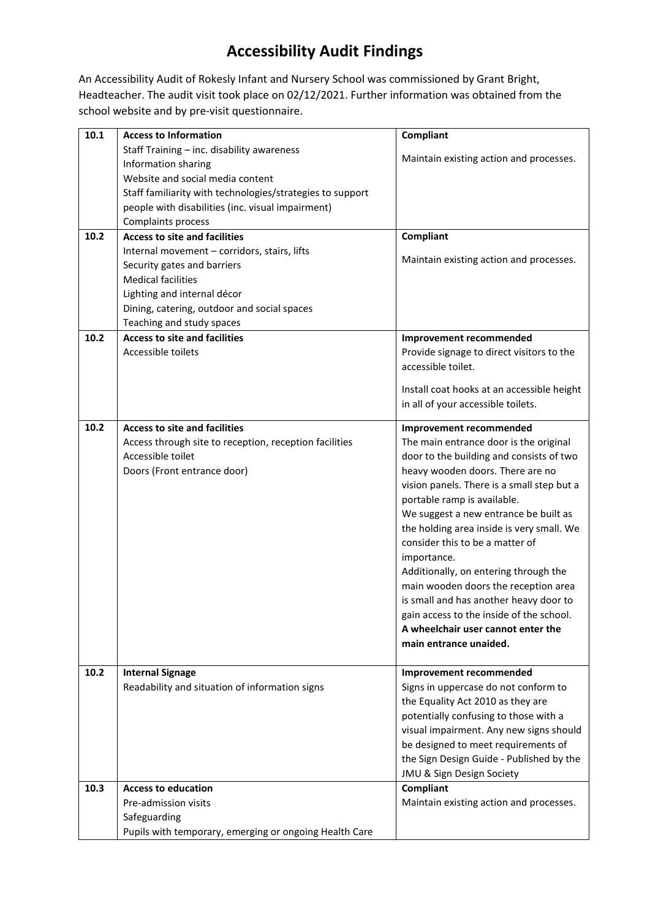# Accessibility Audit Findings

An Accessibility Audit of Rokesly Infant and Nursery School was commissioned by Grant Bright, Headteacher. The audit visit took place on 02/12/2021. Further information was obtained from the school website and by pre-visit questionnaire.

| | | |
|---|---|---|
| 10.1 | **Access to Information**<br>Staff Training – inc. disability awareness<br>Information sharing<br>Website and social media content<br>Staff familiarity with technologies/strategies to support people with disabilities (inc. visual impairment)<br>Complaints process | **Compliant**<br><br>Maintain existing action and processes. |
| 10.2 | **Access to site and facilities**<br>Internal movement – corridors, stairs, lifts<br>Security gates and barriers<br>Medical facilities<br>Lighting and internal décor<br>Dining, catering, outdoor and social spaces<br>Teaching and study spaces | **Compliant**<br><br>Maintain existing action and processes. |
| 10.2 | **Access to site and facilities**<br>Accessible toilets | **Improvement recommended**<br>Provide signage to direct visitors to the accessible toilet.<br><br>Install coat hooks at an accessible height in all of your accessible toilets. |
| 10.2 | **Access to site and facilities**<br>Access through site to reception, reception facilities<br>Accessible toilet<br>Doors (Front entrance door) | **Improvement recommended**<br>The main entrance door is the original door to the building and consists of two heavy wooden doors. There are no vision panels. There is a small step but a portable ramp is available.<br>We suggest a new entrance be built as the holding area inside is very small. We consider this to be a matter of importance.<br>Additionally, on entering through the main wooden doors the reception area is small and has another heavy door to gain access to the inside of the school.<br>**A wheelchair user cannot enter the main entrance unaided.** |
| 10.2 | **Internal Signage**<br>Readability and situation of information signs | **Improvement recommended**<br>Signs in uppercase do not conform to the Equality Act 2010 as they are potentially confusing to those with a visual impairment. Any new signs should be designed to meet requirements of the Sign Design Guide - Published by the JMU & Sign Design Society |
| 10.3 | **Access to education**<br>Pre-admission visits<br>Safeguarding<br>Pupils with temporary, emerging or ongoing Health Care | **Compliant**<br>Maintain existing action and processes. |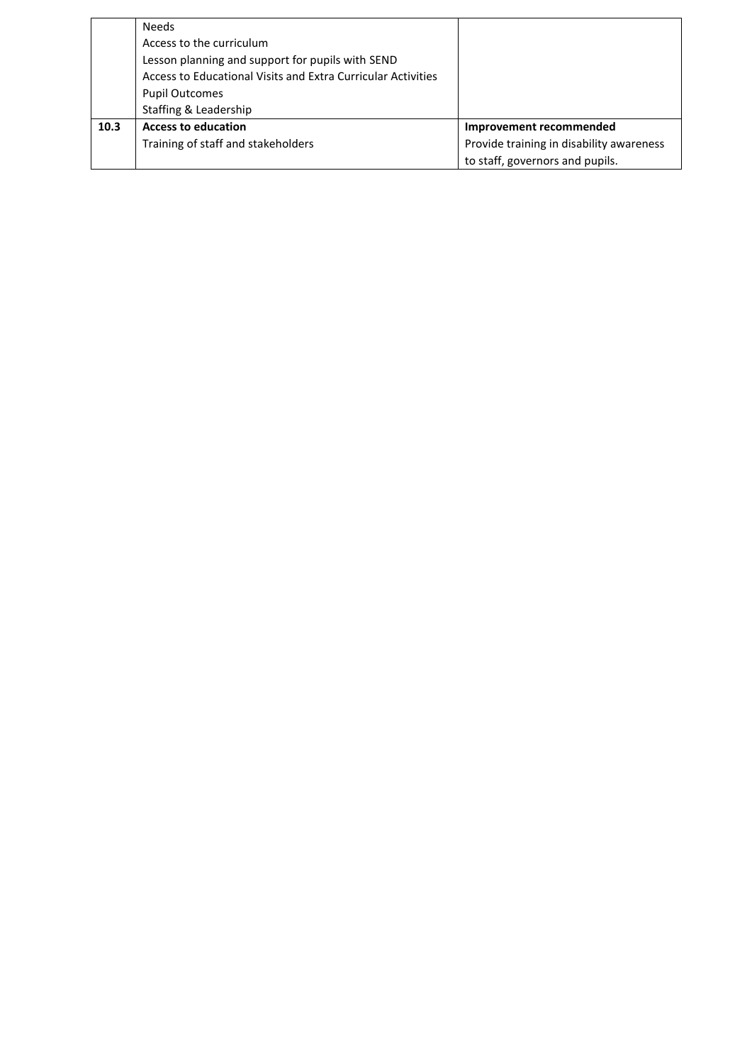| | | |
|---|---|---|
| | Needs<br>Access to the curriculum<br>Lesson planning and support for pupils with SEND<br>Access to Educational Visits and Extra Curricular Activities<br>Pupil Outcomes<br>Staffing & Leadership | |
| **10.3** | **Access to education**<br>Training of staff and stakeholders | **Improvement recommended**<br>Provide training in disability awareness to staff, governors and pupils. |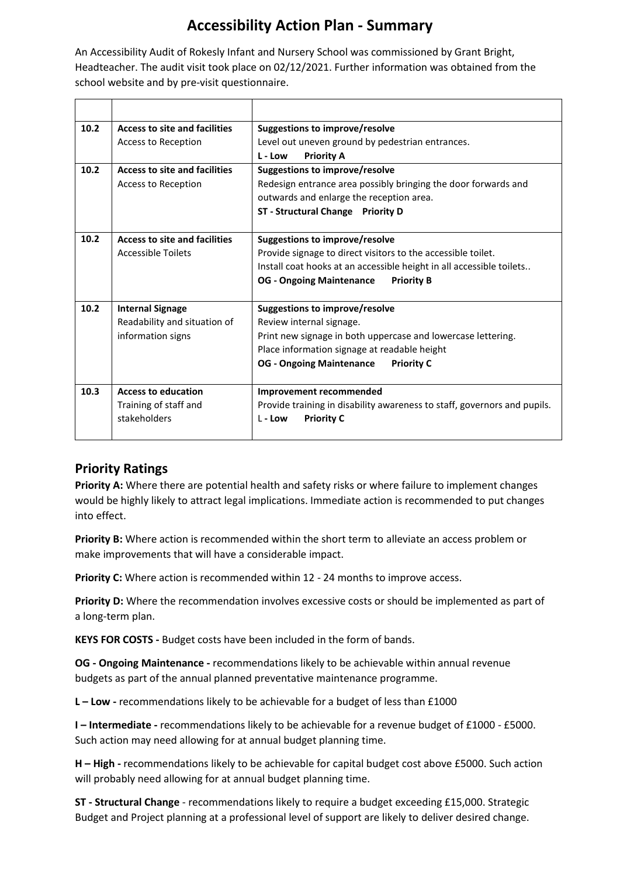# Accessibility Action Plan - Summary

An Accessibility Audit of Rokesly Infant and Nursery School was commissioned by Grant Bright, Headteacher. The audit visit took place on 02/12/2021. Further information was obtained from the school website and by pre-visit questionnaire.

| | | |
|---|---|---|
| 10.2 | **Access to site and facilities**<br>Access to Reception | **Suggestions to improve/resolve**<br>Level out uneven ground by pedestrian entrances.<br>**L - Low Priority A** |
| 10.2 | **Access to site and facilities**<br>Access to Reception | **Suggestions to improve/resolve**<br>Redesign entrance area possibly bringing the door forwards and outwards and enlarge the reception area.<br>**ST - Structural Change Priority D** |
| 10.2 | **Access to site and facilities**<br>Accessible Toilets | **Suggestions to improve/resolve**<br>Provide signage to direct visitors to the accessible toilet.<br>Install coat hooks at an accessible height in all accessible toilets..<br>**OG - Ongoing Maintenance Priority B** |
| 10.2 | **Internal Signage**<br>Readability and situation of information signs | **Suggestions to improve/resolve**<br>Review internal signage.<br>Print new signage in both uppercase and lowercase lettering.<br>Place information signage at readable height<br>**OG - Ongoing Maintenance Priority C** |
| 10.3 | **Access to education**<br>Training of staff and stakeholders | **Improvement recommended**<br>Provide training in disability awareness to staff, governors and pupils.<br>L **- Low Priority C** |

## Priority Ratings

**Priority A:** Where there are potential health and safety risks or where failure to implement changes would be highly likely to attract legal implications. Immediate action is recommended to put changes into effect.

**Priority B:** Where action is recommended within the short term to alleviate an access problem or make improvements that will have a considerable impact.

**Priority C:** Where action is recommended within 12 - 24 months to improve access.

**Priority D:** Where the recommendation involves excessive costs or should be implemented as part of a long-term plan.

**KEYS FOR COSTS -** Budget costs have been included in the form of bands.

**OG - Ongoing Maintenance -** recommendations likely to be achievable within annual revenue budgets as part of the annual planned preventative maintenance programme.

**L – Low -** recommendations likely to be achievable for a budget of less than £1000

**I – Intermediate -** recommendations likely to be achievable for a revenue budget of £1000 - £5000. Such action may need allowing for at annual budget planning time.

**H – High -** recommendations likely to be achievable for capital budget cost above £5000. Such action will probably need allowing for at annual budget planning time.

**ST - Structural Change** - recommendations likely to require a budget exceeding £15,000. Strategic Budget and Project planning at a professional level of support are likely to deliver desired change.